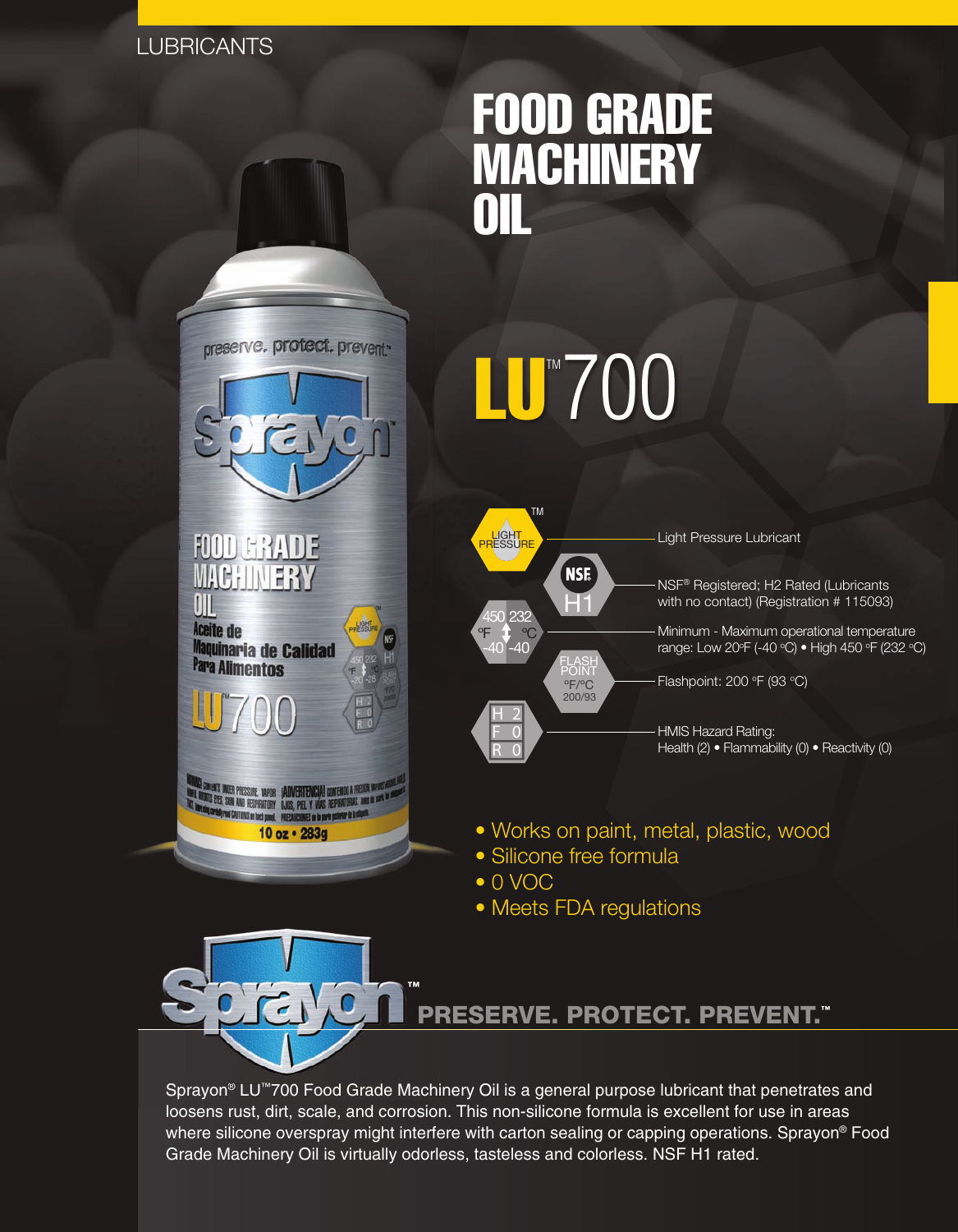LUBRICANTS

# FOOD GRADE MACHINERY OIL

# LU™700

- Light Pressure Lubricant
- NSF® Registered; H2 Rated (Lubricants with no contact) (Registration # 115093)
- Minimum - Maximum operational temperature range: Low 20ºF (-40 ºC) • High 450 ºF (232 ºC)
- Flashpoint: 200 ºF (93 ºC)
- HMIS Hazard Rating: Health (2) • Flammability (0) • Reactivity (0)

- Works on paint, metal, plastic, wood
- Silicone free formula
- 0 VOC
- Meets FDA regulations

**PRESERVE. PROTECT. PREVENT.™**

Sprayon® LU™700 Food Grade Machinery Oil is a general purpose lubricant that penetrates and loosens rust, dirt, scale, and corrosion. This non-silicone formula is excellent for use in areas where silicone overspray might interfere with carton sealing or capping operations. Sprayon® Food Grade Machinery Oil is virtually odorless, tasteless and colorless. NSF H1 rated.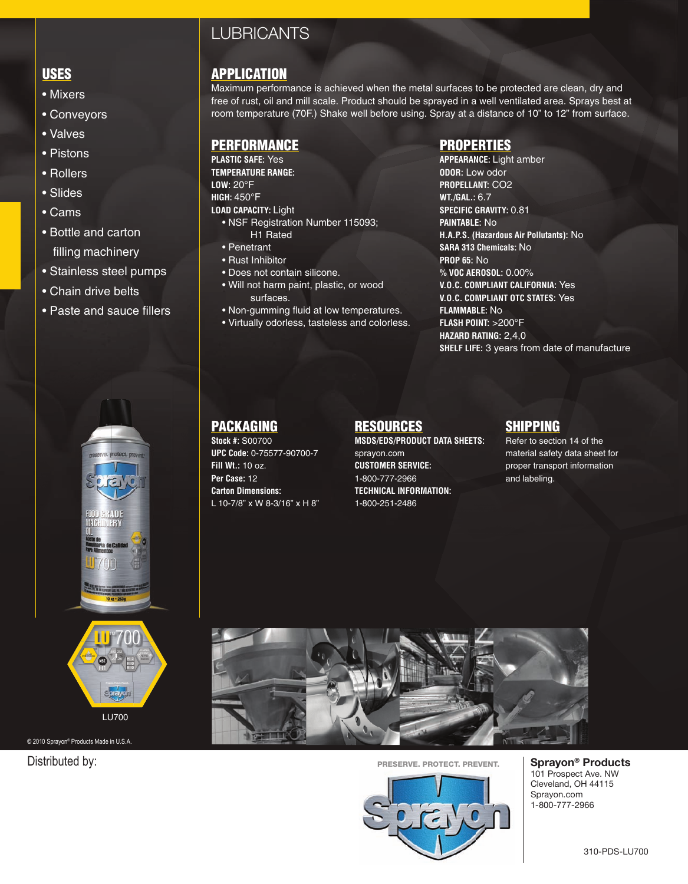# LUBRICANTS

## USES

- Mixers
- Conveyors
- Valves
- Pistons
- Rollers
- Slides
- Cams
- Bottle and carton filling machinery
- Stainless steel pumps
- Chain drive belts
- Paste and sauce fillers

## APPLICATION

Maximum performance is achieved when the metal surfaces to be protected are clean, dry and free of rust, oil and mill scale. Product should be sprayed in a well ventilated area. Sprays best at room temperature (70F.) Shake well before using. Spray at a distance of 10" to 12" from surface.

## PERFORMANCE

**PLASTIC SAFE:** Yes
**TEMPERATURE RANGE:**
**LOW:** 20°F
**HIGH:** 450°F
**LOAD CAPACITY:** Light

- NSF Registration Number 115093; H1 Rated
- Penetrant
- Rust Inhibitor
- Does not contain silicone.
- Will not harm paint, plastic, or wood surfaces.
- Non-gumming fluid at low temperatures.
- Virtually odorless, tasteless and colorless.

## PROPERTIES

**APPEARANCE:** Light amber
**ODOR:** Low odor
**PROPELLANT:** CO2
**WT./GAL.:** 6.7
**SPECIFIC GRAVITY:** 0.81
**PAINTABLE:** No
**H.A.P.S. (Hazardous Air Pollutants):** No
**SARA 313 Chemicals:** No
**PROP 65:** No
**% VOC AEROSOL:** 0.00%
**V.O.C. COMPLIANT CALIFORNIA:** Yes
**V.O.C. COMPLIANT OTC STATES:** Yes
**FLAMMABLE:** No
**FLASH POINT:** >200°F
**HAZARD RATING:** 2,4,0
**SHELF LIFE:** 3 years from date of manufacture

## PACKAGING

**Stock #:** S00700
**UPC Code:** 0-75577-90700-7
**Fill Wt.:** 10 oz.
**Per Case:** 12
**Carton Dimensions:**
L 10-7/8" x W 8-3/16" x H 8"

## RESOURCES

**MSDS/EDS/PRODUCT DATA SHEETS:**
sprayon.com
**CUSTOMER SERVICE:**
1-800-777-2966
**TECHNICAL INFORMATION:**
1-800-251-2486

## SHIPPING

Refer to section 14 of the material safety data sheet for proper transport information and labeling.

LU700

© 2010 Sprayon® Products Made in U.S.A.

Distributed by:

PRESERVE. PROTECT. PREVENT.

**Sprayon® Products**
101 Prospect Ave. NW
Cleveland, OH 44115
Sprayon.com
1-800-777-2966

310-PDS-LU700